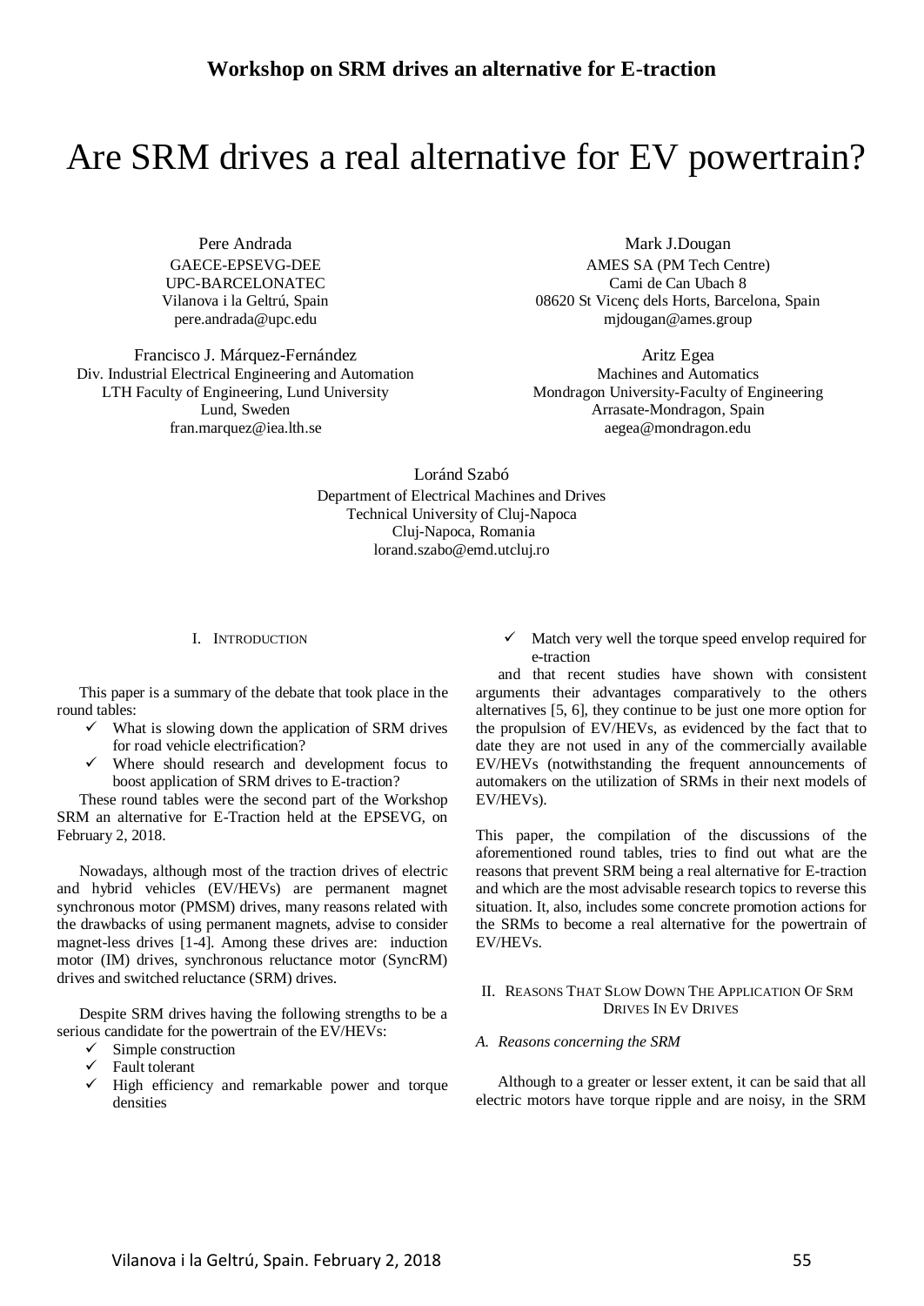**Workshop on SRM drives an alternative for E-traction**

# Are SRM drives a real alternative for EV powertrain?

Pere Andrada
GAECE-EPSEVG-DEE
UPC-BARCELONATEC
Vilanova i la Geltrú, Spain
pere.andrada@upc.edu

Mark J.Dougan
AMES SA (PM Tech Centre)
Cami de Can Ubach 8
08620 St Vicenç dels Horts, Barcelona, Spain
mjdougan@ames.group

Francisco J. Márquez-Fernández
Div. Industrial Electrical Engineering and Automation
LTH Faculty of Engineering, Lund University
Lund, Sweden
fran.marquez@iea.lth.se

Aritz Egea
Machines and Automatics
Mondragon University-Faculty of Engineering
Arrasate-Mondragon, Spain
aegea@mondragon.edu

Loránd Szabó
Department of Electrical Machines and Drives
Technical University of Cluj-Napoca
Cluj-Napoca, Romania
lorand.szabo@emd.utcluj.ro

## I. Introduction

This paper is a summary of the debate that took place in the round tables:

- ✓ What is slowing down the application of SRM drives for road vehicle electrification?
- ✓ Where should research and development focus to boost application of SRM drives to E-traction?

These round tables were the second part of the Workshop SRM an alternative for E-Traction held at the EPSEVG, on February 2, 2018.

Nowadays, although most of the traction drives of electric and hybrid vehicles (EV/HEVs) are permanent magnet synchronous motor (PMSM) drives, many reasons related with the drawbacks of using permanent magnets, advise to consider magnet-less drives [1-4]. Among these drives are: induction motor (IM) drives, synchronous reluctance motor (SyncRM) drives and switched reluctance (SRM) drives.

Despite SRM drives having the following strengths to be a serious candidate for the powertrain of the EV/HEVs:

- ✓ Simple construction
- ✓ Fault tolerant
- ✓ High efficiency and remarkable power and torque densities
- ✓ Match very well the torque speed envelop required for e-traction

and that recent studies have shown with consistent arguments their advantages comparatively to the others alternatives [5, 6], they continue to be just one more option for the propulsion of EV/HEVs, as evidenced by the fact that to date they are not used in any of the commercially available EV/HEVs (notwithstanding the frequent announcements of automakers on the utilization of SRMs in their next models of EV/HEVs).

This paper, the compilation of the discussions of the aforementioned round tables, tries to find out what are the reasons that prevent SRM being a real alternative for E-traction and which are the most advisable research topics to reverse this situation. It, also, includes some concrete promotion actions for the SRMs to become a real alternative for the powertrain of EV/HEVs.

## II. Reasons That Slow Down The Application Of SRM Drives In Ev Drives

### A. Reasons concerning the SRM

Although to a greater or lesser extent, it can be said that all electric motors have torque ripple and are noisy, in the SRM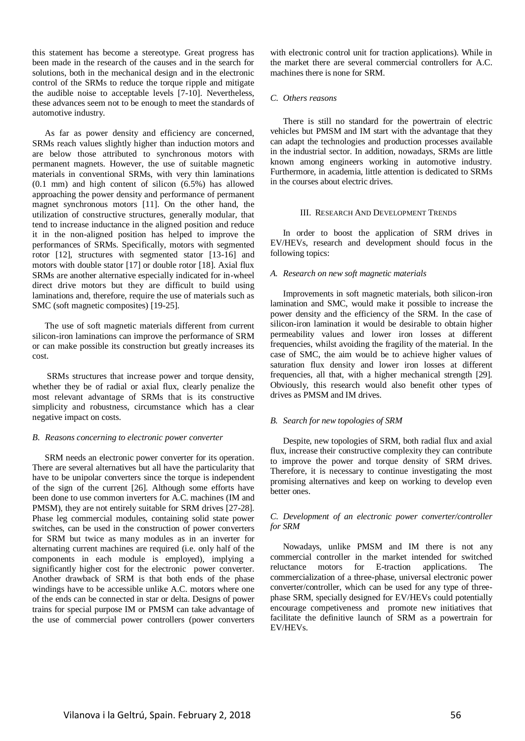this statement has become a stereotype. Great progress has been made in the research of the causes and in the search for solutions, both in the mechanical design and in the electronic control of the SRMs to reduce the torque ripple and mitigate the audible noise to acceptable levels [7-10]. Nevertheless, these advances seem not to be enough to meet the standards of automotive industry.

As far as power density and efficiency are concerned, SRMs reach values slightly higher than induction motors and are below those attributed to synchronous motors with permanent magnets. However, the use of suitable magnetic materials in conventional SRMs, with very thin laminations (0.1 mm) and high content of silicon (6.5%) has allowed approaching the power density and performance of permanent magnet synchronous motors [11]. On the other hand, the utilization of constructive structures, generally modular, that tend to increase inductance in the aligned position and reduce it in the non-aligned position has helped to improve the performances of SRMs. Specifically, motors with segmented rotor [12], structures with segmented stator [13-16] and motors with double stator [17] or double rotor [18]. Axial flux SRMs are another alternative especially indicated for in-wheel direct drive motors but they are difficult to build using laminations and, therefore, require the use of materials such as SMC (soft magnetic composites) [19-25].

The use of soft magnetic materials different from current silicon-iron laminations can improve the performance of SRM or can make possible its construction but greatly increases its cost.

SRMs structures that increase power and torque density, whether they be of radial or axial flux, clearly penalize the most relevant advantage of SRMs that is its constructive simplicity and robustness, circumstance which has a clear negative impact on costs.

### *B. Reasons concerning to electronic power converter*

SRM needs an electronic power converter for its operation. There are several alternatives but all have the particularity that have to be unipolar converters since the torque is independent of the sign of the current [26]. Although some efforts have been done to use common inverters for A.C. machines (IM and PMSM), they are not entirely suitable for SRM drives [27-28]. Phase leg commercial modules, containing solid state power switches, can be used in the construction of power converters for SRM but twice as many modules as in an inverter for alternating current machines are required (i.e. only half of the components in each module is employed), implying a significantly higher cost for the electronic power converter. Another drawback of SRM is that both ends of the phase windings have to be accessible unlike A.C. motors where one of the ends can be connected in star or delta. Designs of power trains for special purpose IM or PMSM can take advantage of the use of commercial power controllers (power converters with electronic control unit for traction applications). While in the market there are several commercial controllers for A.C. machines there is none for SRM.

### *C. Others reasons*

There is still no standard for the powertrain of electric vehicles but PMSM and IM start with the advantage that they can adapt the technologies and production processes available in the industrial sector. In addition, nowadays, SRMs are little known among engineers working in automotive industry. Furthermore, in academia, little attention is dedicated to SRMs in the courses about electric drives.

## III. Research And Development Trends

In order to boost the application of SRM drives in EV/HEVs, research and development should focus in the following topics:

### *A. Research on new soft magnetic materials*

Improvements in soft magnetic materials, both silicon-iron lamination and SMC, would make it possible to increase the power density and the efficiency of the SRM. In the case of silicon-iron lamination it would be desirable to obtain higher permeability values and lower iron losses at different frequencies, whilst avoiding the fragility of the material. In the case of SMC, the aim would be to achieve higher values of saturation flux density and lower iron losses at different frequencies, all that, with a higher mechanical strength [29]. Obviously, this research would also benefit other types of drives as PMSM and IM drives.

### *B. Search for new topologies of SRM*

Despite, new topologies of SRM, both radial flux and axial flux, increase their constructive complexity they can contribute to improve the power and torque density of SRM drives. Therefore, it is necessary to continue investigating the most promising alternatives and keep on working to develop even better ones.

### *C. Development of an electronic power converter/controller for SRM*

Nowadays, unlike PMSM and IM there is not any commercial controller in the market intended for switched reluctance motors for E-traction applications. The commercialization of a three-phase, universal electronic power converter/controller, which can be used for any type of three-phase SRM, specially designed for EV/HEVs could potentially encourage competiveness and promote new initiatives that facilitate the definitive launch of SRM as a powertrain for EV/HEVs.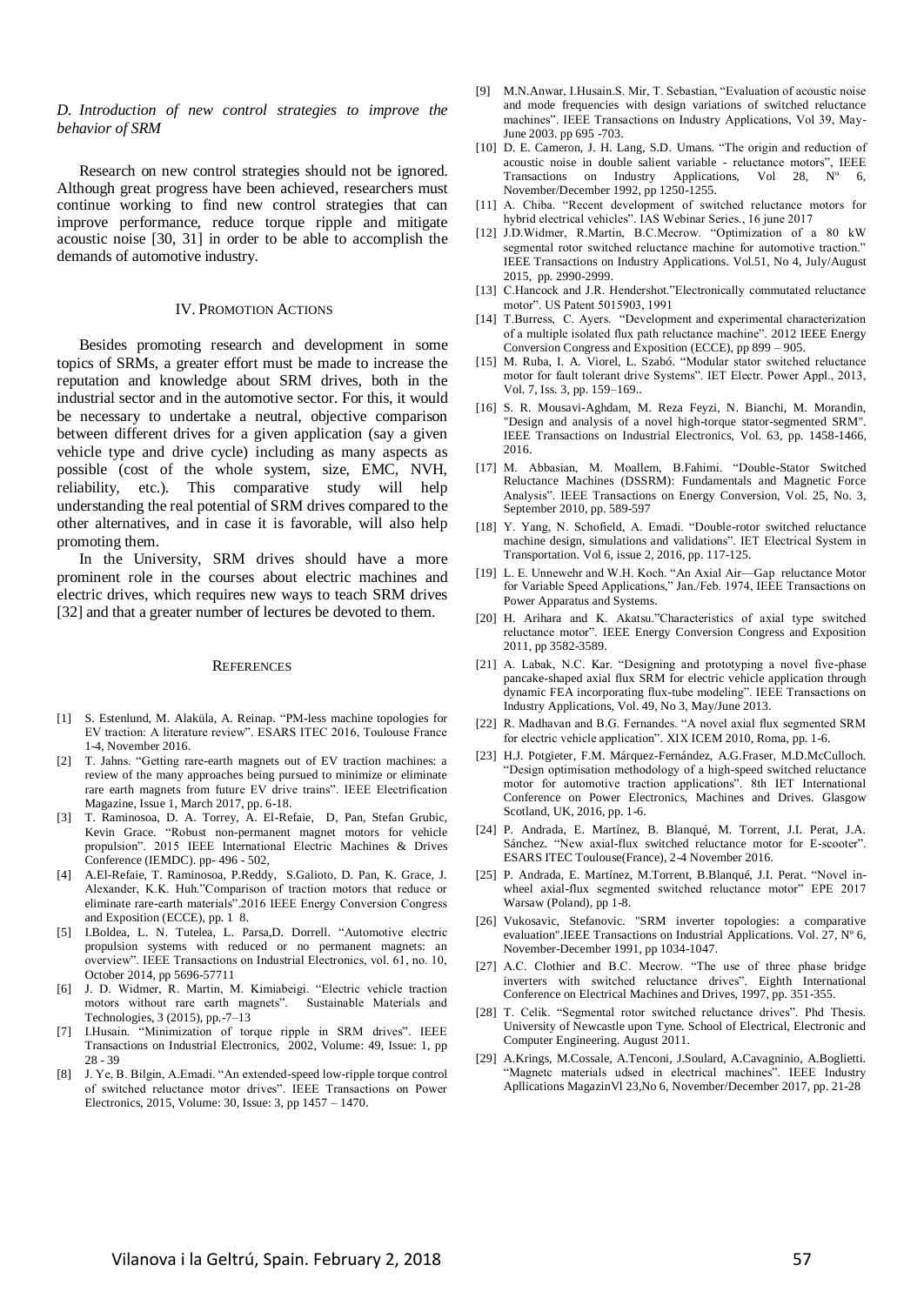*D. Introduction of new control strategies to improve the behavior of SRM*

Research on new control strategies should not be ignored. Although great progress have been achieved, researchers must continue working to find new control strategies that can improve performance, reduce torque ripple and mitigate acoustic noise [30, 31] in order to be able to accomplish the demands of automotive industry.

## IV. PROMOTION ACTIONS

Besides promoting research and development in some topics of SRMs, a greater effort must be made to increase the reputation and knowledge about SRM drives, both in the industrial sector and in the automotive sector. For this, it would be necessary to undertake a neutral, objective comparison between different drives for a given application (say a given vehicle type and drive cycle) including as many aspects as possible (cost of the whole system, size, EMC, NVH, reliability, etc.). This comparative study will help understanding the real potential of SRM drives compared to the other alternatives, and in case it is favorable, will also help promoting them.

In the University, SRM drives should have a more prominent role in the courses about electric machines and electric drives, which requires new ways to teach SRM drives [32] and that a greater number of lectures be devoted to them.

## REFERENCES

[1] S. Estenlund, M. Alaküla, A. Reinap. "PM-less machine topologies for EV traction: A literature review". ESARS ITEC 2016, Toulouse France 1-4, November 2016.

[2] T. Jahns. "Getting rare-earth magnets out of EV traction machines: a review of the many approaches being pursued to minimize or eliminate rare earth magnets from future EV drive trains". IEEE Electrification Magazine, Issue 1, March 2017, pp. 6-18.

[3] T. Raminosoa, D. A. Torrey, A. El-Refaie, D, Pan, Stefan Grubic, Kevin Grace. "Robust non-permanent magnet motors for vehicle propulsion". 2015 IEEE International Electric Machines & Drives Conference (IEMDC). pp- 496 - 502,

[4] A.El-Refaie, T. Raminosoa, P.Reddy, S.Galioto, D. Pan, K. Grace, J. Alexander, K.K. Huh."Comparison of traction motors that reduce or eliminate rare-earth materials".2016 IEEE Energy Conversion Congress and Exposition (ECCE), pp. 1 8.

[5] I.Boldea, L. N. Tutelea, L. Parsa,D. Dorrell. "Automotive electric propulsion systems with reduced or no permanent magnets: an overview". IEEE Transactions on Industrial Electronics, vol. 61, no. 10, October 2014, pp 5696-57711

[6] J. D. Widmer, R. Martin, M. Kimiabeigi. "Electric vehicle traction motors without rare earth magnets". Sustainable Materials and Technologies, 3 (2015), pp.-7–13

[7] I.Husain. "Minimization of torque ripple in SRM drives". IEEE Transactions on Industrial Electronics, 2002, Volume: 49, Issue: 1, pp 28 - 39

[8] J. Ye, B. Bilgin, A.Emadi. "An extended-speed low-ripple torque control of switched reluctance motor drives". IEEE Transactions on Power Electronics, 2015, Volume: 30, Issue: 3, pp 1457 – 1470.

[9] M.N.Anwar, I.Husain.S. Mir, T. Sebastian, "Evaluation of acoustic noise and mode frequencies with design variations of switched reluctance machines". IEEE Transactions on Industry Applications, Vol 39, May-June 2003. pp 695 -703.

[10] D. E. Cameron, J. H. Lang, S.D. Umans. "The origin and reduction of acoustic noise in double salient variable - reluctance motors", IEEE Transactions on Industry Applications, Vol 28, Nº 6, November/December 1992, pp 1250-1255.

[11] A. Chiba. "Recent development of switched reluctance motors for hybrid electrical vehicles". IAS Webinar Series., 16 june 2017

[12] J.D.Widmer, R.Martin, B.C.Mecrow. "Optimization of a 80 kW segmental rotor switched reluctance machine for automotive traction." IEEE Transactions on Industry Applications. Vol.51, No 4, July/August 2015, pp. 2990-2999.

[13] C.Hancock and J.R. Hendershot."Electronically commutated reluctance motor". US Patent 5015903, 1991

[14] T.Burress, C. Ayers. "Development and experimental characterization of a multiple isolated flux path reluctance machine". 2012 IEEE Energy Conversion Congress and Exposition (ECCE), pp 899 – 905.

[15] M. Ruba, I. A. Viorel, L. Szabó. "Modular stator switched reluctance motor for fault tolerant drive Systems". IET Electr. Power Appl., 2013, Vol. 7, Iss. 3, pp. 159–169..

[16] S. R. Mousavi-Aghdam, M. Reza Feyzi, N. Bianchi, M. Morandin, "Design and analysis of a novel high-torque stator-segmented SRM". IEEE Transactions on Industrial Electronics, Vol. 63, pp. 1458-1466, 2016.

[17] M. Abbasian, M. Moallem, B.Fahimi. "Double-Stator Switched Reluctance Machines (DSSRM): Fundamentals and Magnetic Force Analysis". IEEE Transactions on Energy Conversion, Vol. 25, No. 3, September 2010, pp. 589-597

[18] Y. Yang, N. Schofield, A. Emadi. "Double-rotor switched reluctance machine design, simulations and validations". IET Electrical System in Transportation. Vol 6, issue 2, 2016, pp. 117-125.

[19] L. E. Unnewehr and W.H. Koch. "An Axial Air—Gap reluctance Motor for Variable Speed Applications," Jan./Feb. 1974, IEEE Transactions on Power Apparatus and Systems.

[20] H. Arihara and K. Akatsu."Characteristics of axial type switched reluctance motor". IEEE Energy Conversion Congress and Exposition 2011, pp 3582-3589.

[21] A. Labak, N.C. Kar. "Designing and prototyping a novel five-phase pancake-shaped axial flux SRM for electric vehicle application through dynamic FEA incorporating flux-tube modeling". IEEE Transactions on Industry Applications, Vol. 49, No 3, May/June 2013.

[22] R. Madhavan and B.G. Fernandes. "A novel axial flux segmented SRM for electric vehicle application". XIX ICEM 2010, Roma, pp. 1-6.

[23] H.J. Potgieter, F.M. Márquez-Fernández, A.G.Fraser, M.D.McCulloch. "Design optimisation methodology of a high-speed switched reluctance motor for automotive traction applications". 8th IET International Conference on Power Electronics, Machines and Drives. Glasgow Scotland, UK, 2016, pp. 1-6.

[24] P. Andrada, E. Martínez, B. Blanqué, M. Torrent, J.I. Perat, J.A. Sánchez. "New axial-flux switched reluctance motor for E-scooter". ESARS ITEC Toulouse(France), 2-4 November 2016.

[25] P. Andrada, E. Martínez, M.Torrent, B.Blanqué, J.I. Perat. "Novel in-wheel axial-flux segmented switched reluctance motor" EPE 2017 Warsaw (Poland), pp 1-8.

[26] Vukosavic, Stefanovic. "SRM inverter topologies: a comparative evaluation".IEEE Transactions on Industrial Applications. Vol. 27, Nº 6, November-December 1991, pp 1034-1047.

[27] A.C. Clothier and B.C. Mecrow. "The use of three phase bridge inverters with switched reluctance drives". Eighth International Conference on Electrical Machines and Drives, 1997, pp. 351-355.

[28] T. Celik. "Segmental rotor switched reluctance drives". Phd Thesis. University of Newcastle upon Tyne. School of Electrical, Electronic and Computer Engineering. August 2011.

[29] A.Krings, M.Cossale, A.Tenconi, J.Soulard, A.Cavagninio, A.Boglietti. "Magnetc materials udsed in electrical machines". IEEE Industry Apllications MagazinVl 23,No 6, November/December 2017, pp. 21-28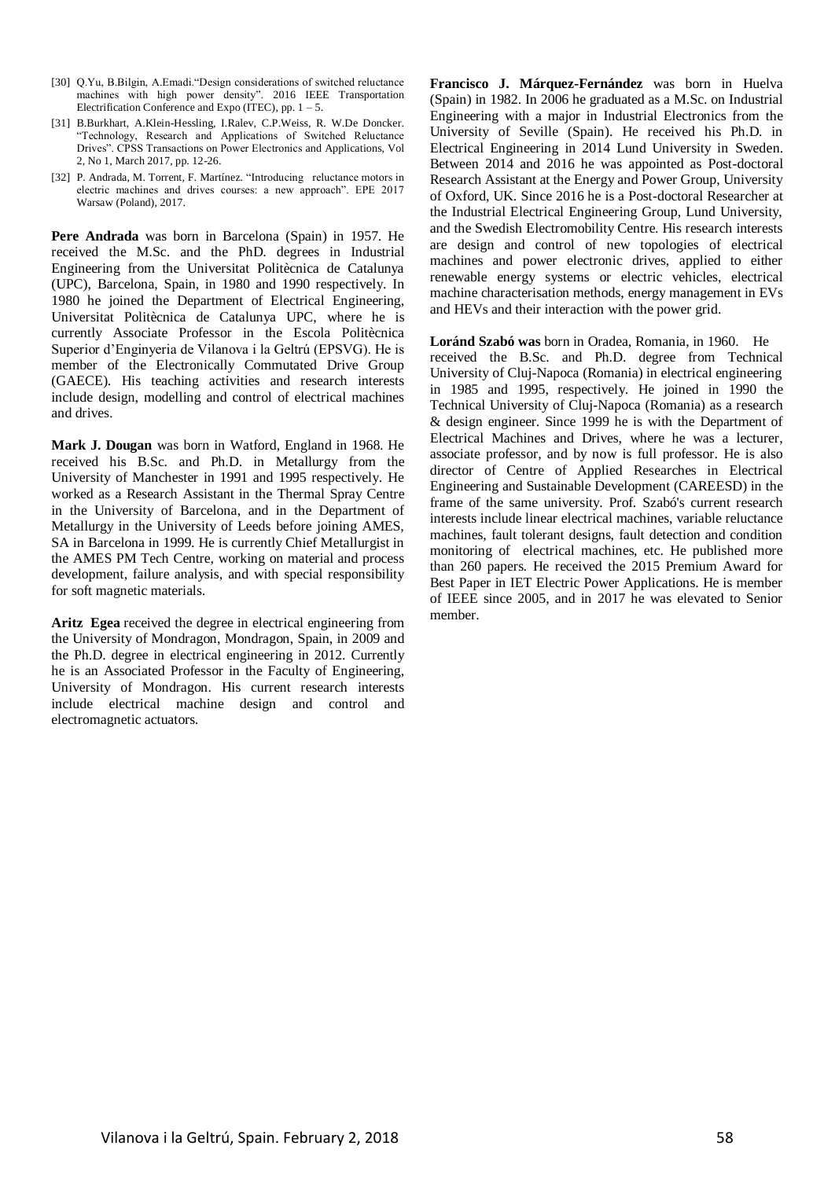[30] Q.Yu, B.Bilgin, A.Emadi."Design considerations of switched reluctance machines with high power density". 2016 IEEE Transportation Electrification Conference and Expo (ITEC), pp. 1 – 5.

[31] B.Burkhart, A.Klein-Hessling, I.Ralev, C.P.Weiss, R. W.De Doncker. "Technology, Research and Applications of Switched Reluctance Drives". CPSS Transactions on Power Electronics and Applications, Vol 2, No 1, March 2017, pp. 12-26.

[32] P. Andrada, M. Torrent, F. Martínez. "Introducing reluctance motors in electric machines and drives courses: a new approach". EPE 2017 Warsaw (Poland), 2017.

**Pere Andrada** was born in Barcelona (Spain) in 1957. He received the M.Sc. and the PhD. degrees in Industrial Engineering from the Universitat Politècnica de Catalunya (UPC), Barcelona, Spain, in 1980 and 1990 respectively. In 1980 he joined the Department of Electrical Engineering, Universitat Politècnica de Catalunya UPC, where he is currently Associate Professor in the Escola Politècnica Superior d'Enginyeria de Vilanova i la Geltrú (EPSVG). He is member of the Electronically Commutated Drive Group (GAECE). His teaching activities and research interests include design, modelling and control of electrical machines and drives.

**Mark J. Dougan** was born in Watford, England in 1968. He received his B.Sc. and Ph.D. in Metallurgy from the University of Manchester in 1991 and 1995 respectively. He worked as a Research Assistant in the Thermal Spray Centre in the University of Barcelona, and in the Department of Metallurgy in the University of Leeds before joining AMES, SA in Barcelona in 1999. He is currently Chief Metallurgist in the AMES PM Tech Centre, working on material and process development, failure analysis, and with special responsibility for soft magnetic materials.

**Aritz Egea** received the degree in electrical engineering from the University of Mondragon, Mondragon, Spain, in 2009 and the Ph.D. degree in electrical engineering in 2012. Currently he is an Associated Professor in the Faculty of Engineering, University of Mondragon. His current research interests include electrical machine design and control and electromagnetic actuators.

**Francisco J. Márquez-Fernández** was born in Huelva (Spain) in 1982. In 2006 he graduated as a M.Sc. on Industrial Engineering with a major in Industrial Electronics from the University of Seville (Spain). He received his Ph.D. in Electrical Engineering in 2014 Lund University in Sweden. Between 2014 and 2016 he was appointed as Post-doctoral Research Assistant at the Energy and Power Group, University of Oxford, UK. Since 2016 he is a Post-doctoral Researcher at the Industrial Electrical Engineering Group, Lund University, and the Swedish Electromobility Centre. His research interests are design and control of new topologies of electrical machines and power electronic drives, applied to either renewable energy systems or electric vehicles, electrical machine characterisation methods, energy management in EVs and HEVs and their interaction with the power grid.

**Loránd Szabó was** born in Oradea, Romania, in 1960. He received the B.Sc. and Ph.D. degree from Technical University of Cluj-Napoca (Romania) in electrical engineering in 1985 and 1995, respectively. He joined in 1990 the Technical University of Cluj-Napoca (Romania) as a research & design engineer. Since 1999 he is with the Department of Electrical Machines and Drives, where he was a lecturer, associate professor, and by now is full professor. He is also director of Centre of Applied Researches in Electrical Engineering and Sustainable Development (CAREESD) in the frame of the same university. Prof. Szabó's current research interests include linear electrical machines, variable reluctance machines, fault tolerant designs, fault detection and condition monitoring of electrical machines, etc. He published more than 260 papers. He received the 2015 Premium Award for Best Paper in IET Electric Power Applications. He is member of IEEE since 2005, and in 2017 he was elevated to Senior member.